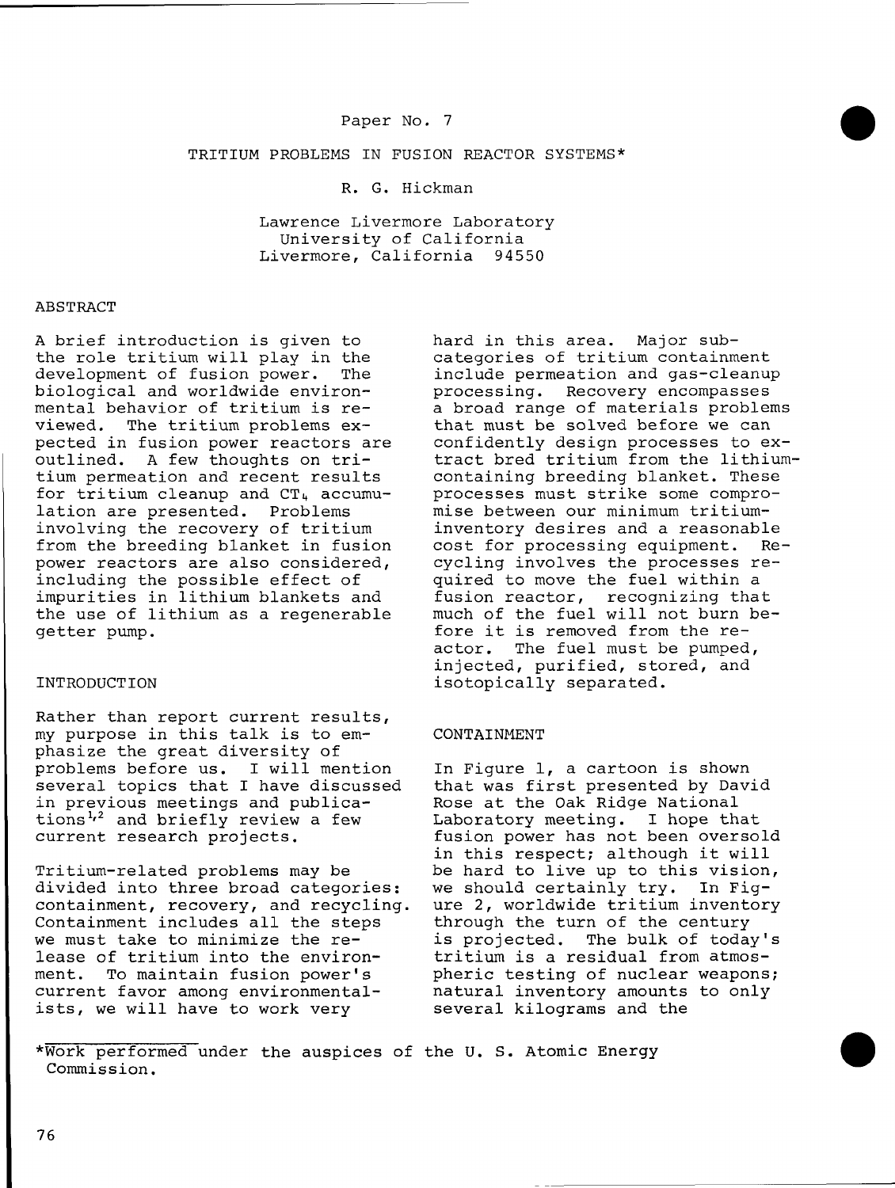Paper No. 7

# TRITIUM PROBLEMS IN FUSION REACTOR SYSTEMS*

R. G. Hickman

Lawrence Livermore Laboratory
University of California
Livermore, California 94550

## ABSTRACT

A brief introduction is given to the role tritium will play in the development of fusion power. The biological and worldwide environmental behavior of tritium is reviewed. The tritium problems expected in fusion power reactors are outlined. A few thoughts on tritium permeation and recent results for tritium cleanup and $CT_4$ accumulation are presented. Problems involving the recovery of tritium from the breeding blanket in fusion power reactors are also considered, including the possible effect of impurities in lithium blankets and the use of lithium as a regenerable getter pump.

## INTRODUCTION

Rather than report current results, my purpose in this talk is to emphasize the great diversity of problems before us. I will mention several topics that I have discussed in previous meetings and publications[1,2] and briefly review a few current research projects.

Tritium-related problems may be divided into three broad categories: containment, recovery, and recycling. Containment includes all the steps we must take to minimize the release of tritium into the environment. To maintain fusion power's current favor among environmentalists, we will have to work very hard in this area. Major subcategories of tritium containment include permeation and gas-cleanup processing. Recovery encompasses a broad range of materials problems that must be solved before we can confidently design processes to extract bred tritium from the lithium-containing breeding blanket. These processes must strike some compromise between our minimum tritium-inventory desires and a reasonable cost for processing equipment. Recycling involves the processes required to move the fuel within a fusion reactor, recognizing that much of the fuel will not burn before it is removed from the reactor. The fuel must be pumped, injected, purified, stored, and isotopically separated.

## CONTAINMENT

In Figure 1, a cartoon is shown that was first presented by David Rose at the Oak Ridge National Laboratory meeting. I hope that fusion power has not been oversold in this respect; although it will be hard to live up to this vision, we should certainly try. In Figure 2, worldwide tritium inventory through the turn of the century is projected. The bulk of today's tritium is a residual from atmospheric testing of nuclear weapons; natural inventory amounts to only several kilograms and the

*Work performed under the auspices of the U. S. Atomic Energy Commission.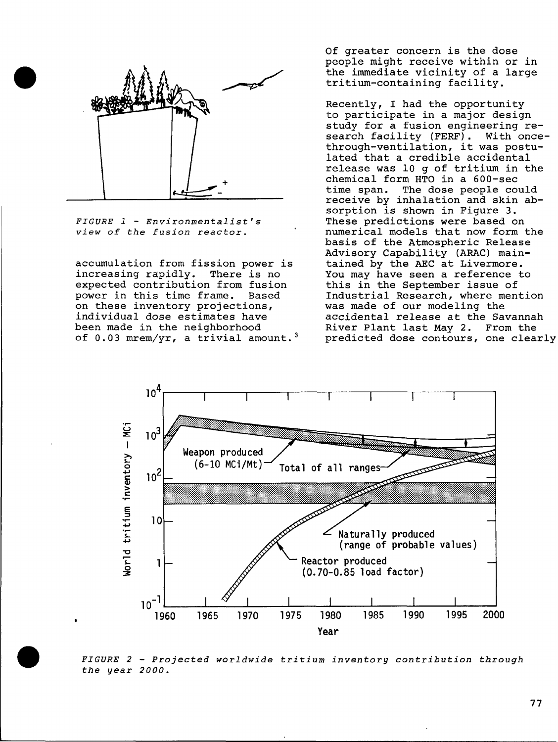FIGURE 1 - Environmentalist's view of the fusion reactor.

accumulation from fission power is increasing rapidly. There is no expected contribution from fusion power in this time frame. Based on these inventory projections, individual dose estimates have been made in the neighborhood of 0.03 mrem/yr, a trivial amount.[3]

Of greater concern is the dose people might receive within or in the immediate vicinity of a large tritium-containing facility.

Recently, I had the opportunity to participate in a major design study for a fusion engineering research facility (FERF). With once-through-ventilation, it was postulated that a credible accidental release was 10 g of tritium in the chemical form HTO in a 600-sec time span. The dose people could receive by inhalation and skin absorption is shown in Figure 3. These predictions were based on numerical models that now form the basis of the Atmospheric Release Advisory Capability (ARAC) maintained by the AEC at Livermore. You may have seen a reference to this in the September issue of Industrial Research, where mention was made of our modeling the accidental release at the Savannah River Plant last May 2. From the predicted dose contours, one clearly

FIGURE 2 - Projected worldwide tritium inventory contribution through the year 2000.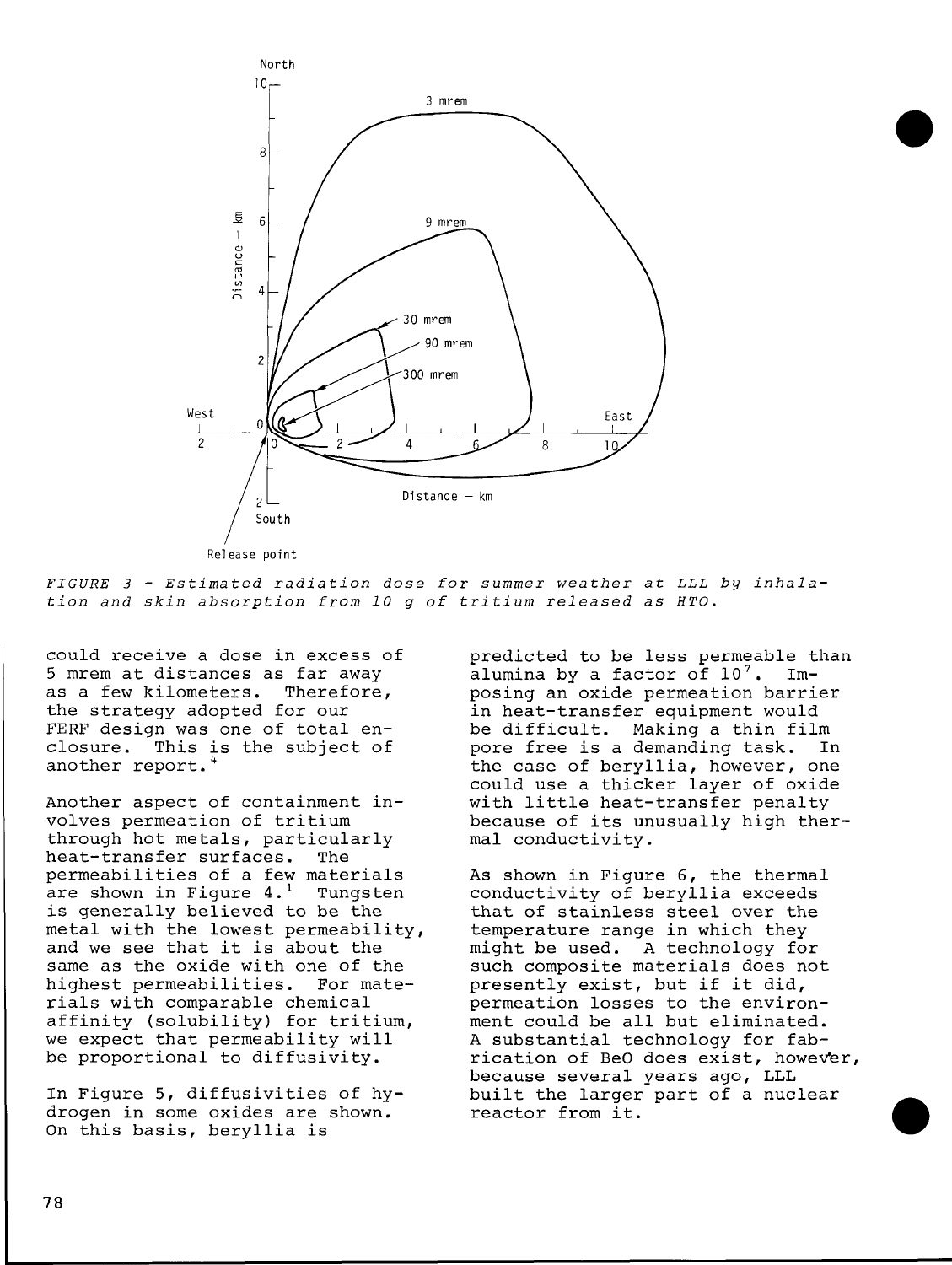FIGURE 3 - Estimated radiation dose for summer weather at LLL by inhalation and skin absorption from 10 g of tritium released as HTO.

could receive a dose in excess of 5 mrem at distances as far away as a few kilometers. Therefore, the strategy adopted for our FERF design was one of total enclosure. This is the subject of another report.[4]

Another aspect of containment involves permeation of tritium through hot metals, particularly heat-transfer surfaces. The permeabilities of a few materials are shown in Figure 4.[1] Tungsten is generally believed to be the metal with the lowest permeability, and we see that it is about the same as the oxide with one of the highest permeabilities. For materials with comparable chemical affinity (solubility) for tritium, we expect that permeability will be proportional to diffusivity.

In Figure 5, diffusivities of hydrogen in some oxides are shown. On this basis, beryllia is predicted to be less permeable than alumina by a factor of $10^7$. Imposing an oxide permeation barrier in heat-transfer equipment would be difficult. Making a thin film pore free is a demanding task. In the case of beryllia, however, one could use a thicker layer of oxide with little heat-transfer penalty because of its unusually high thermal conductivity.

As shown in Figure 6, the thermal conductivity of beryllia exceeds that of stainless steel over the temperature range in which they might be used. A technology for such composite materials does not presently exist, but if it did, permeation losses to the environment could be all but eliminated. A substantial technology for fabrication of BeO does exist, however, because several years ago, LLL built the larger part of a nuclear reactor from it.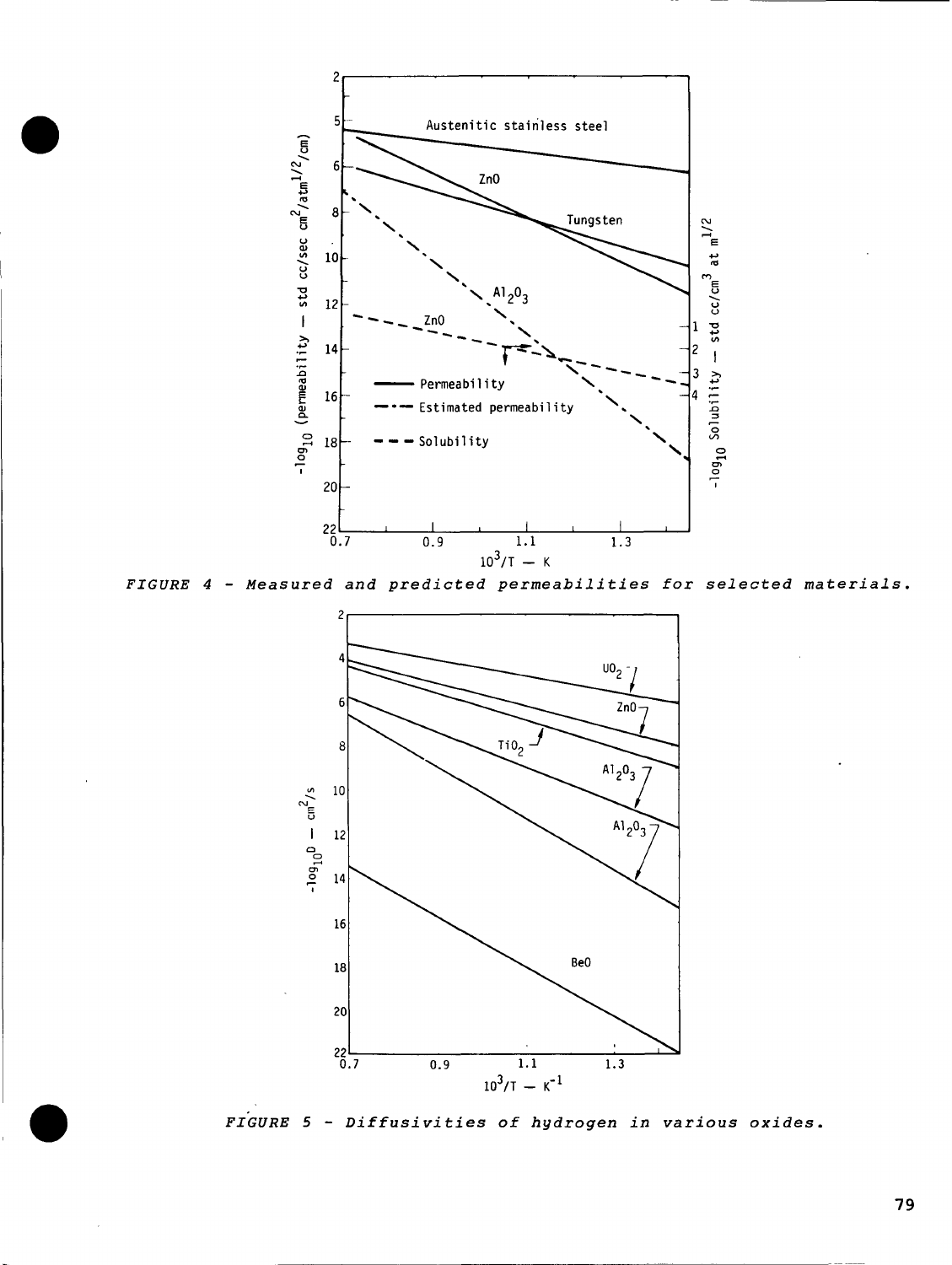FIGURE 4 - Measured and predicted permeabilities for selected materials.

FIGURE 5 - Diffusivities of hydrogen in various oxides.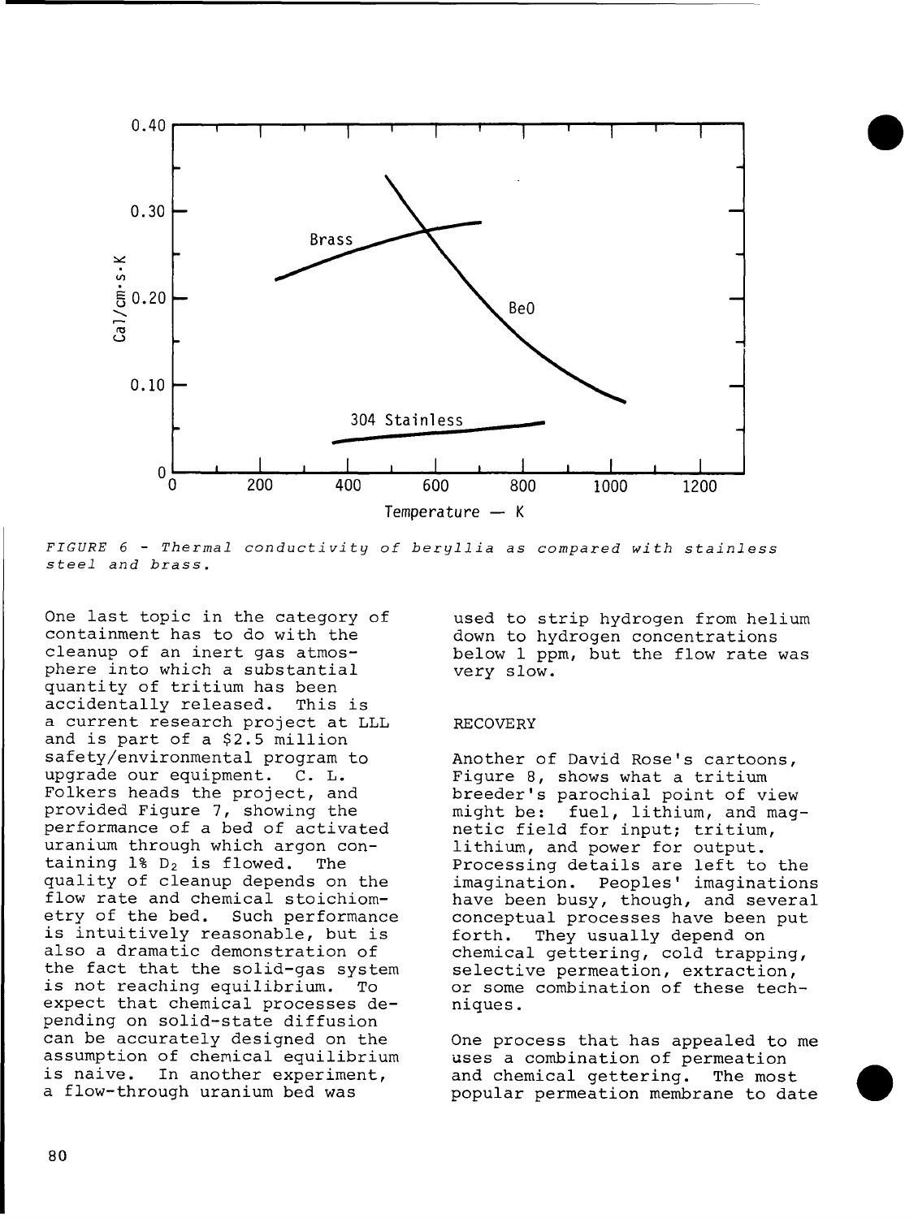*FIGURE 6 - Thermal conductivity of beryllia as compared with stainless steel and brass.*

One last topic in the category of containment has to do with the cleanup of an inert gas atmosphere into which a substantial quantity of tritium has been accidentally released. This is a current research project at LLL and is part of a $2.5 million safety/environmental program to upgrade our equipment. C. L. Folkers heads the project, and provided Figure 7, showing the performance of a bed of activated uranium through which argon containing 1% $D_2$ is flowed. The quality of cleanup depends on the flow rate and chemical stoichiometry of the bed. Such performance is intuitively reasonable, but is also a dramatic demonstration of the fact that the solid-gas system is not reaching equilibrium. To expect that chemical processes depending on solid-state diffusion can be accurately designed on the assumption of chemical equilibrium is naive. In another experiment, a flow-through uranium bed was used to strip hydrogen from helium down to hydrogen concentrations below 1 ppm, but the flow rate was very slow.

## RECOVERY

Another of David Rose's cartoons, Figure 8, shows what a tritium breeder's parochial point of view might be: fuel, lithium, and magnetic field for input; tritium, lithium, and power for output. Processing details are left to the imagination. Peoples' imaginations have been busy, though, and several conceptual processes have been put forth. They usually depend on chemical gettering, cold trapping, selective permeation, extraction, or some combination of these techniques.

One process that has appealed to me uses a combination of permeation and chemical gettering. The most popular permeation membrane to date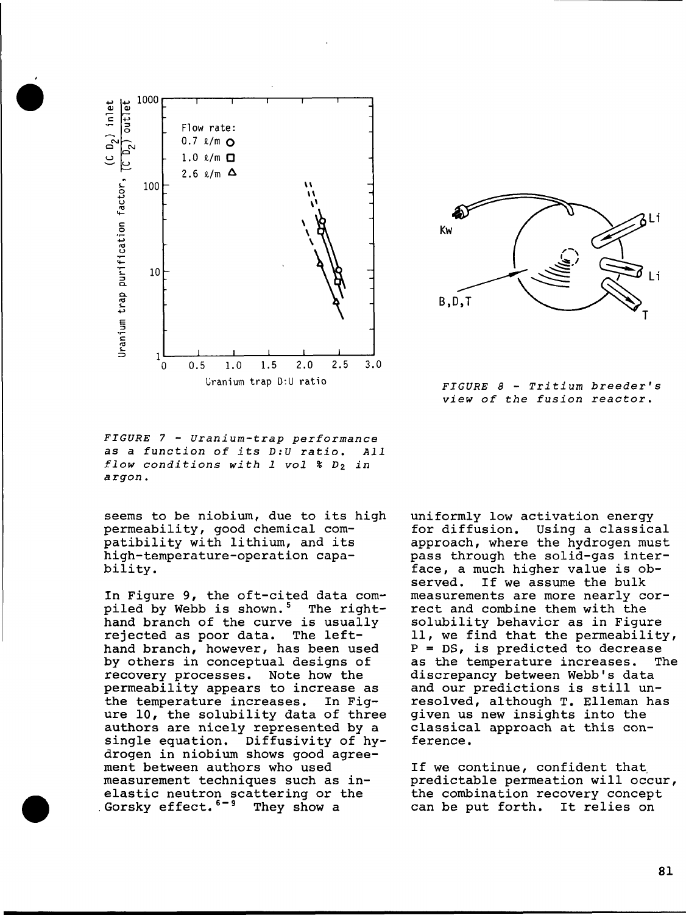*FIGURE 7 - Uranium-trap performance as a function of its D:U ratio. All flow conditions with 1 vol % $D_2$ in argon.*

*FIGURE 8 - Tritium breeder's view of the fusion reactor.*

seems to be niobium, due to its high permeability, good chemical compatibility with lithium, and its high-temperature-operation capability.

In Figure 9, the oft-cited data compiled by Webb is shown.[5] The right-hand branch of the curve is usually rejected as poor data. The left-hand branch, however, has been used by others in conceptual designs of recovery processes. Note how the permeability appears to increase as the temperature increases. In Figure 10, the solubility data of three authors are nicely represented by a single equation. Diffusivity of hydrogen in niobium shows good agreement between authors who used measurement techniques such as inelastic neutron scattering or the Gorsky effect.[6-9] They show a uniformly low activation energy for diffusion. Using a classical approach, where the hydrogen must pass through the solid-gas interface, a much higher value is observed. If we assume the bulk measurements are more nearly correct and combine them with the solubility behavior as in Figure 11, we find that the permeability, $P = DS$, is predicted to decrease as the temperature increases. The discrepancy between Webb's data and our predictions is still unresolved, although T. Elleman has given us new insights into the classical approach at this conference.

If we continue, confident that predictable permeation will occur, the combination recovery concept can be put forth. It relies on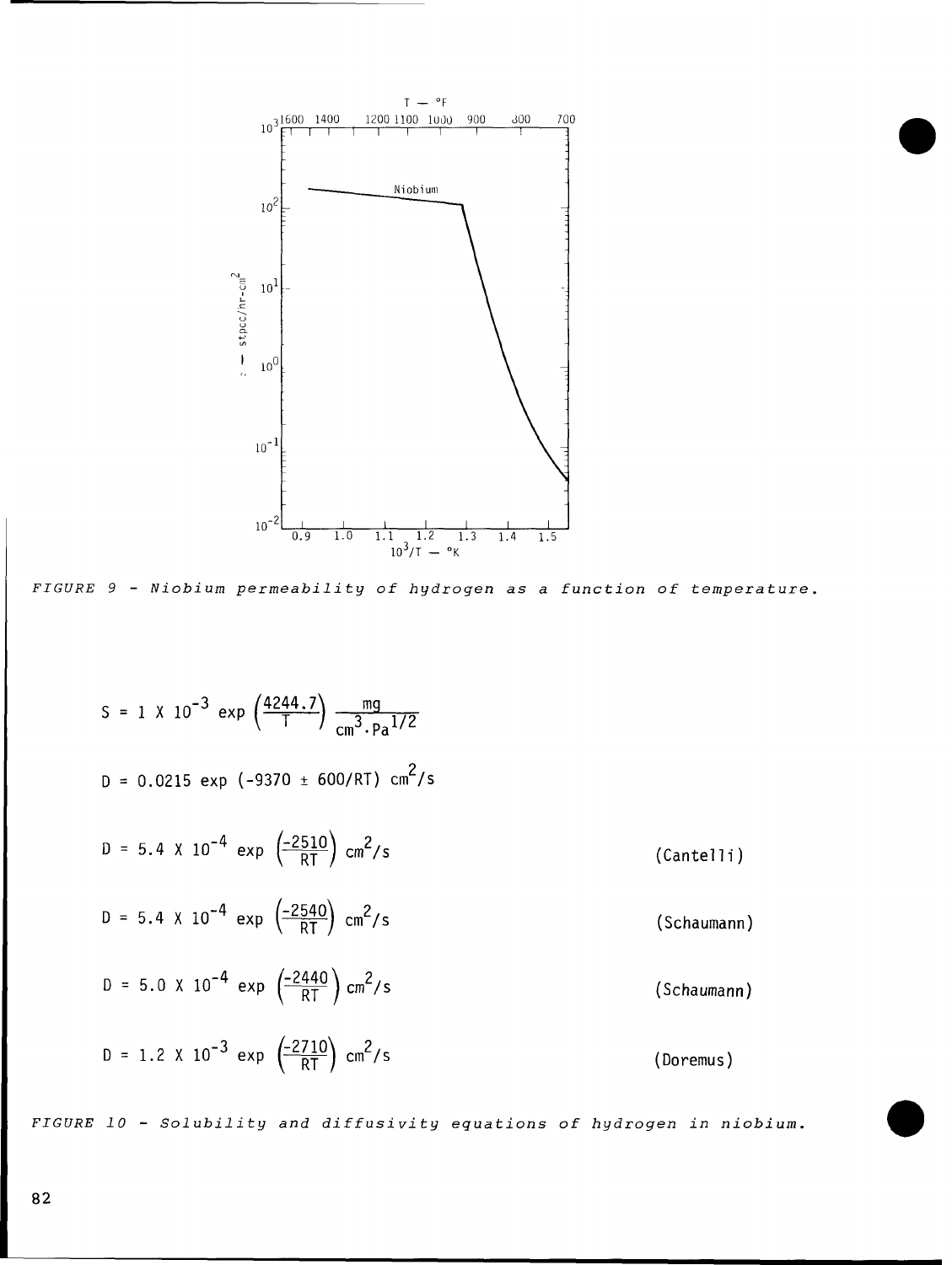FIGURE 9 - Niobium permeability of hydrogen as a function of temperature.

$$S = 1 \times 10^{-3} \exp\left(\frac{4244.7}{T}\right) \frac{\text{mg}}{\text{cm}^3 \cdot \text{Pa}^{1/2}}$$

$$D = 0.0215 \exp(-9370 \pm 600/RT) \text{ cm}^2/\text{s}$$

$$D = 5.4 \times 10^{-4} \exp\left(\frac{-2510}{RT}\right) \text{ cm}^2/\text{s} \quad \text{(Cantelli)}$$

$$D = 5.4 \times 10^{-4} \exp\left(\frac{-2540}{RT}\right) \text{ cm}^2/\text{s} \quad \text{(Schaumann)}$$

$$D = 5.0 \times 10^{-4} \exp\left(\frac{-2440}{RT}\right) \text{ cm}^2/\text{s} \quad \text{(Schaumann)}$$

$$D = 1.2 \times 10^{-3} \exp\left(\frac{-2710}{RT}\right) \text{ cm}^2/\text{s} \quad \text{(Doremus)}$$

FIGURE 10 - Solubility and diffusivity equations of hydrogen in niobium.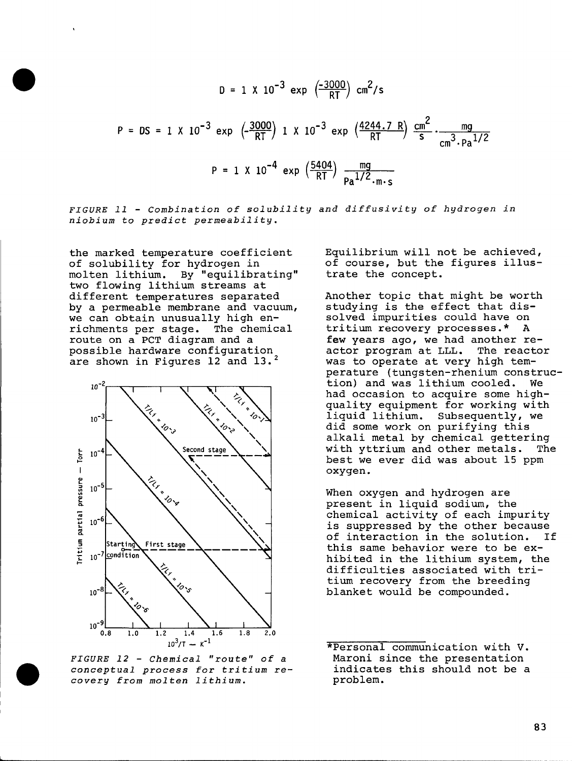$$D = 1 \times 10^{-3} \exp\left(\frac{-3000}{RT}\right) \text{ cm}^2/\text{s}$$

$$P = DS = 1 \times 10^{-3} \exp\left(-\frac{3000}{RT}\right) 1 \times 10^{-3} \exp\left(\frac{4244.7\ R}{RT}\right) \frac{\text{cm}^2}{\text{s}} \cdot \frac{\text{mg}}{\text{cm}^3 \cdot \text{Pa}^{1/2}}$$

$$P = 1 \times 10^{-4} \exp\left(\frac{5404}{RT}\right) \frac{\text{mg}}{\text{Pa}^{1/2} \cdot \text{m} \cdot \text{s}}$$

*FIGURE 11 - Combination of solubility and diffusivity of hydrogen in niobium to predict permeability.*

the marked temperature coefficient of solubility for hydrogen in molten lithium. By "equilibrating" two flowing lithium streams at different temperatures separated by a permeable membrane and vacuum, we can obtain unusually high enrichments per stage. The chemical route on a PCT diagram and a possible hardware configuration are shown in Figures 12 and 13.[2]

*FIGURE 12 - Chemical "route" of a conceptual process for tritium recovery from molten lithium.*

Equilibrium will not be achieved, of course, but the figures illustrate the concept.

Another topic that might be worth studying is the effect that dissolved impurities could have on tritium recovery processes.* A few years ago, we had another reactor program at LLL. The reactor was to operate at very high temperature (tungsten-rhenium construction) and was lithium cooled. We had occasion to acquire some high-quality equipment for working with liquid lithium. Subsequently, we did some work on purifying this alkali metal by chemical gettering with yttrium and other metals. The best we ever did was about 15 ppm oxygen.

When oxygen and hydrogen are present in liquid sodium, the chemical activity of each impurity is suppressed by the other because of interaction in the solution. If this same behavior were to be exhibited in the lithium system, the difficulties associated with tritium recovery from the breeding blanket would be compounded.

*Personal communication with V. Maroni since the presentation indicates this should not be a problem.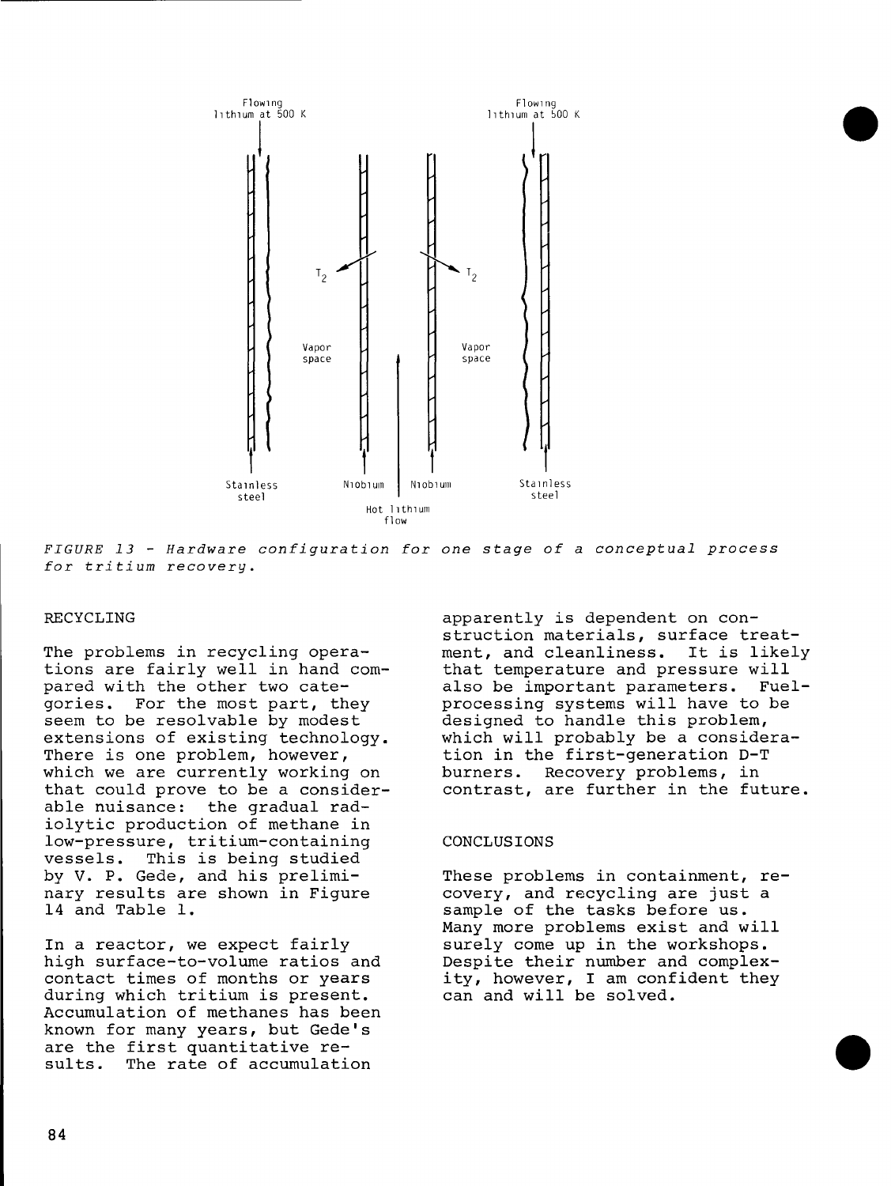FIGURE 13 - Hardware configuration for one stage of a conceptual process for tritium recovery.

## RECYCLING

The problems in recycling operations are fairly well in hand compared with the other two categories. For the most part, they seem to be resolvable by modest extensions of existing technology. There is one problem, however, which we are currently working on that could prove to be a considerable nuisance: the gradual radiolytic production of methane in low-pressure, tritium-containing vessels. This is being studied by V. P. Gede, and his preliminary results are shown in Figure 14 and Table 1.

In a reactor, we expect fairly high surface-to-volume ratios and contact times of months or years during which tritium is present. Accumulation of methanes has been known for many years, but Gede's are the first quantitative results. The rate of accumulation apparently is dependent on construction materials, surface treatment, and cleanliness. It is likely that temperature and pressure will also be important parameters. Fuel-processing systems will have to be designed to handle this problem, which will probably be a consideration in the first-generation D-T burners. Recovery problems, in contrast, are further in the future.

## CONCLUSIONS

These problems in containment, recovery, and recycling are just a sample of the tasks before us. Many more problems exist and will surely come up in the workshops. Despite their number and complexity, however, I am confident they can and will be solved.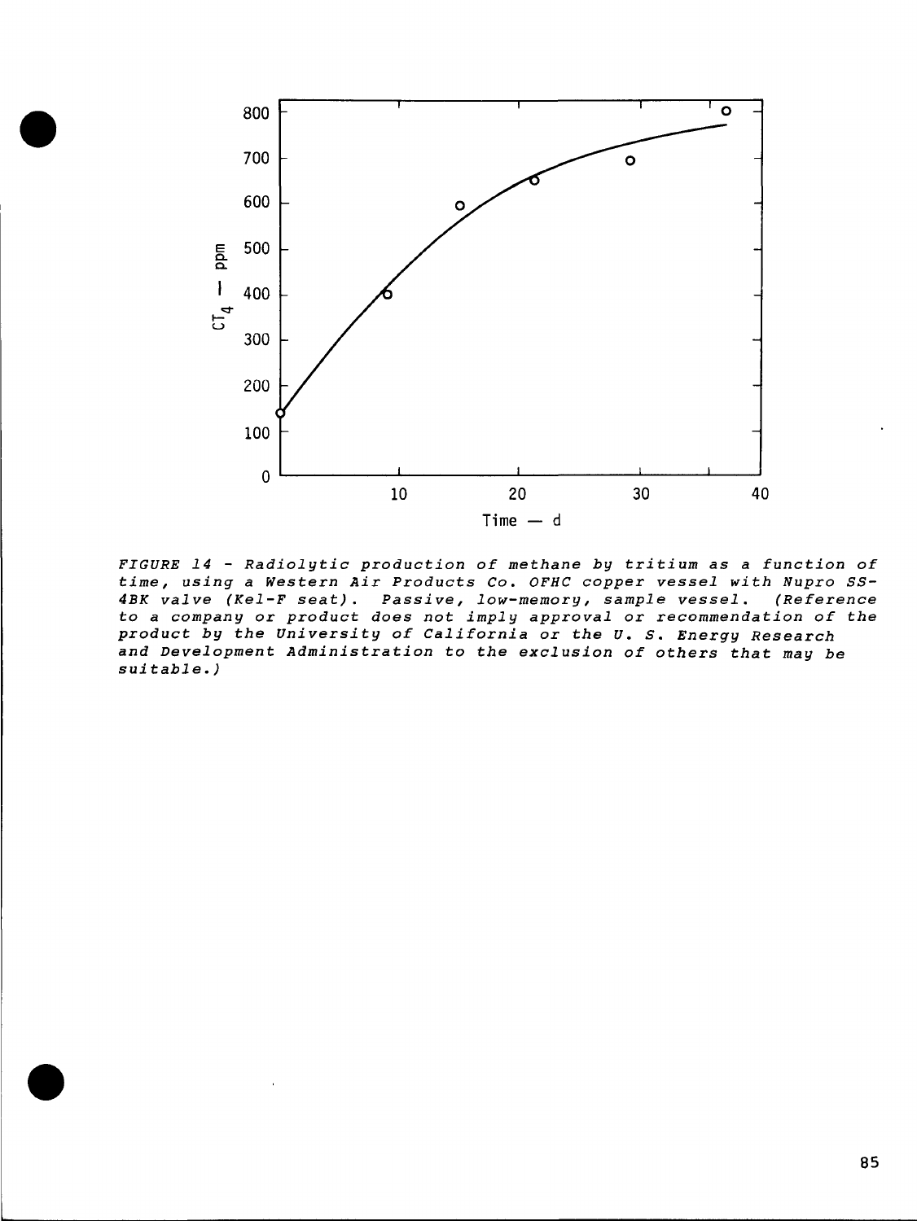*FIGURE 14 - Radiolytic production of methane by tritium as a function of time, using a Western Air Products Co. OFHC copper vessel with Nupro SS-4BK valve (Kel-F seat). Passive, low-memory, sample vessel. (Reference to a company or product does not imply approval or recommendation of the product by the University of California or the U. S. Energy Research and Development Administration to the exclusion of others that may be suitable.)*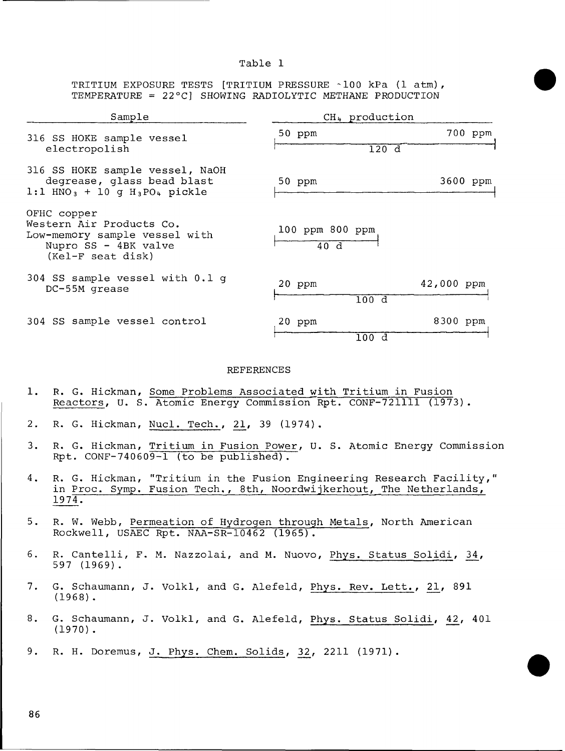Table 1

TRITIUM EXPOSURE TESTS [TRITIUM PRESSURE ~100 kPa (1 atm), TEMPERATURE = 22°C] SHOWING RADIOLYTIC METHANE PRODUCTION

| Sample | $CH_4$ production | | |
|---|---|---|---|
| 316 SS HOKE sample vessel electropolish | 50 ppm | 700 ppm | 120 d |
| 316 SS HOKE sample vessel, NaOH degrease, glass bead blast 1:1 $HNO_3$ + 10 g $H_3PO_4$ pickle | 50 ppm | 3600 ppm | |
| OFHC copper Western Air Products Co. Low-memory sample vessel with Nupro SS - 4BK valve (Kel-F seat disk) | 100 ppm | 800 ppm | 40 d |
| 304 SS sample vessel with 0.1 g DC-55M grease | 20 ppm | 42,000 ppm | 100 d |
| 304 SS sample vessel control | 20 ppm | 8300 ppm | 100 d |

## REFERENCES

1. R. G. Hickman, Some Problems Associated with Tritium in Fusion Reactors, U. S. Atomic Energy Commission Rpt. CONF-721111 (1973).

2. R. G. Hickman, Nucl. Tech., 21, 39 (1974).

3. R. G. Hickman, Tritium in Fusion Power, U. S. Atomic Energy Commission Rpt. CONF-740609-1 (to be published).

4. R. G. Hickman, "Tritium in the Fusion Engineering Research Facility," in Proc. Symp. Fusion Tech., 8th, Noordwijkerhout, The Netherlands, 1974.

5. R. W. Webb, Permeation of Hydrogen through Metals, North American Rockwell, USAEC Rpt. NAA-SR-10462 (1965).

6. R. Cantelli, F. M. Nazzolai, and M. Nuovo, Phys. Status Solidi, 34, 597 (1969).

7. G. Schaumann, J. Volkl, and G. Alefeld, Phys. Rev. Lett., 21, 891 (1968).

8. G. Schaumann, J. Volkl, and G. Alefeld, Phys. Status Solidi, 42, 401 (1970).

9. R. H. Doremus, J. Phys. Chem. Solids, 32, 2211 (1971).